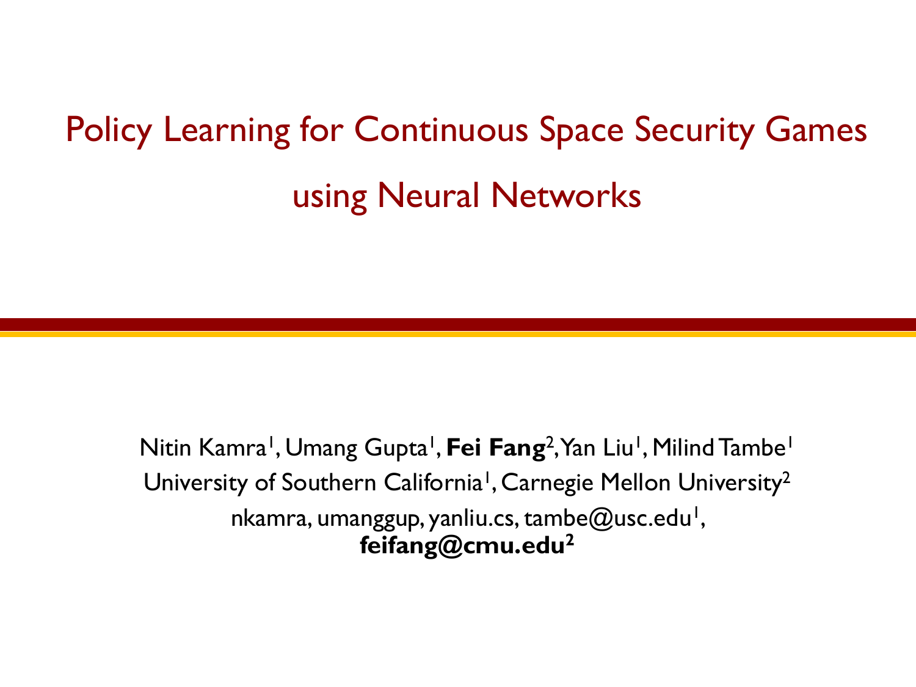# Policy Learning for Continuous Space Security Games using Neural Networks

Nitin Kamra[1], Umang Gupta[1], **Fei Fang**[2], Yan Liu[1], Milind Tambe[1]

University of Southern California[1], Carnegie Mellon University[2]

nkamra, umanggup, yanliu.cs, tambe@usc.edu[1],
**feifang@cmu.edu[2]**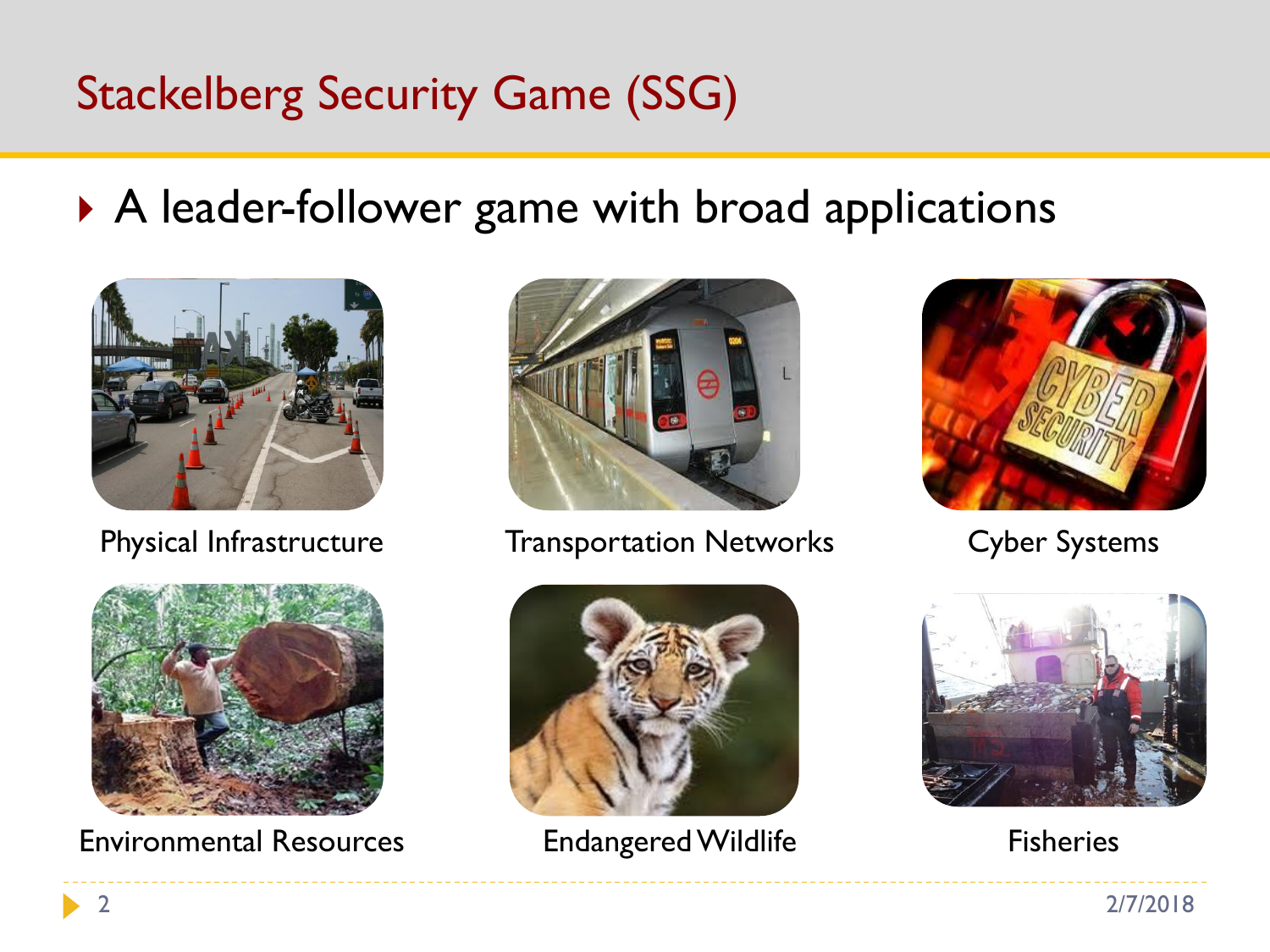# Stackelberg Security Game (SSG)

- A leader-follower game with broad applications

Physical Infrastructure

Transportation Networks

Cyber Systems

Environmental Resources

Endangered Wildlife

Fisheries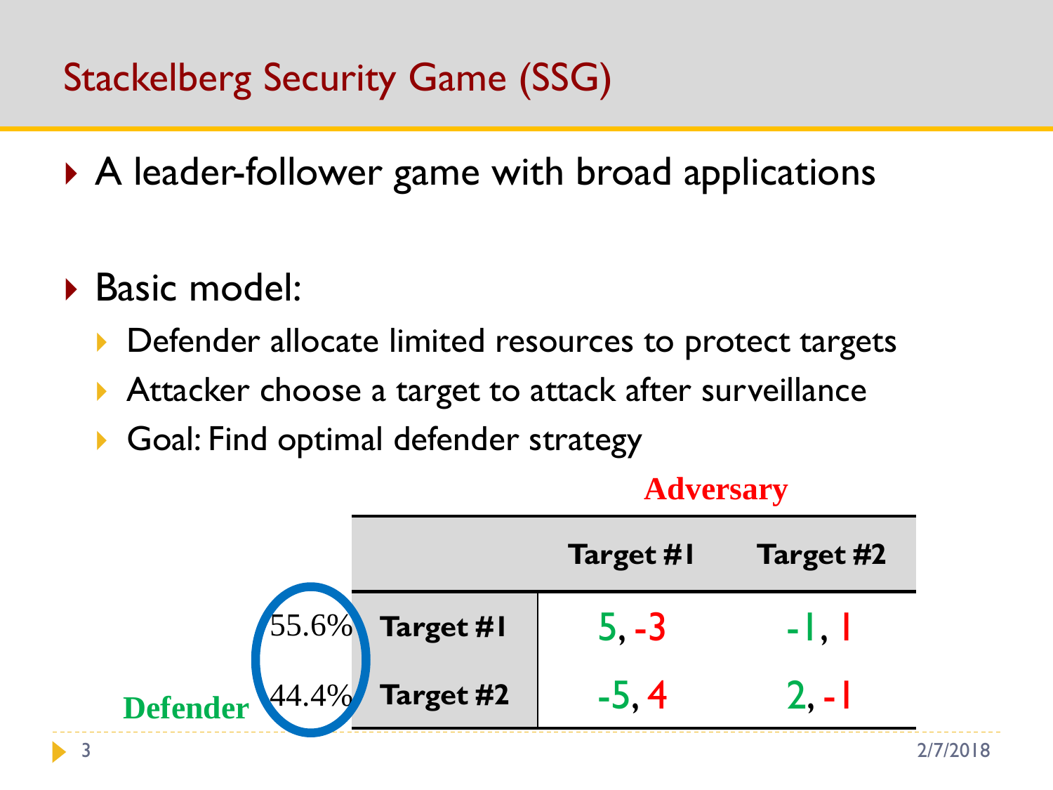# Stackelberg Security Game (SSG)

- A leader-follower game with broad applications

- Basic model:
  - Defender allocate limited resources to protect targets
  - Attacker choose a target to attack after surveillance
  - Goal: Find optimal defender strategy

Adversary

| Defender | | Target #1 | Target #2 |
|---|---|---|---|
| 55.6% | Target #1 | 5, -3 | -1, 1 |
| 44.4% | Target #2 | -5, 4 | 2, -1 |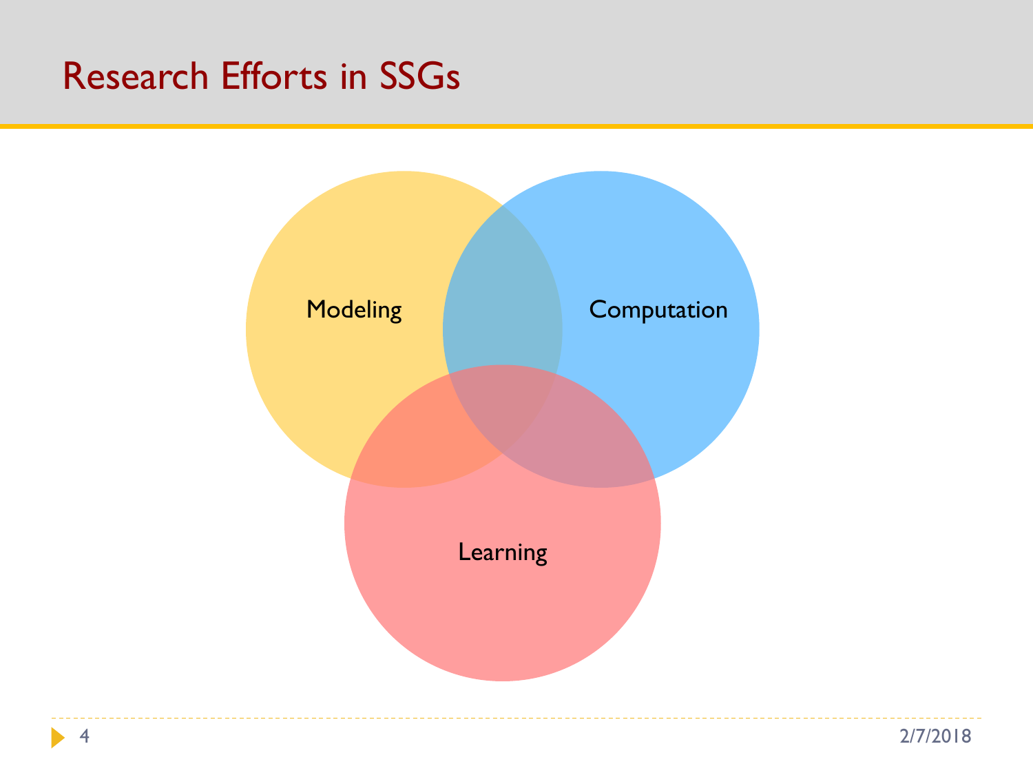# Research Efforts in SSGs

Modeling

Computation

Learning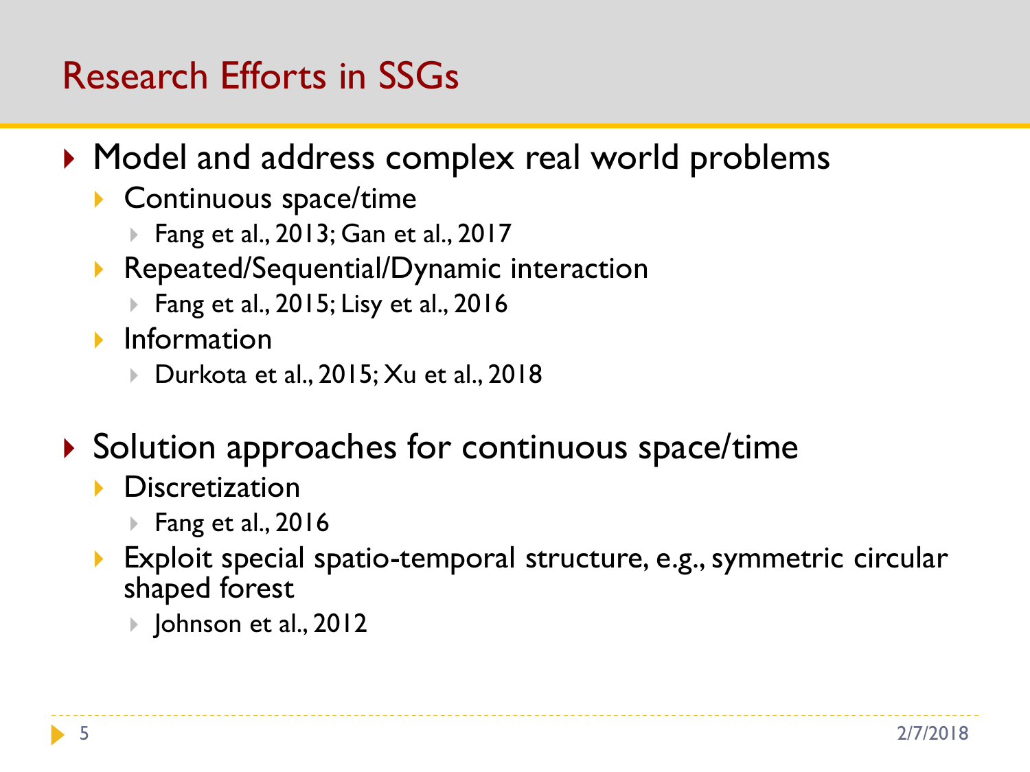# Research Efforts in SSGs

- Model and address complex real world problems
  - Continuous space/time
    - Fang et al., 2013; Gan et al., 2017
  - Repeated/Sequential/Dynamic interaction
    - Fang et al., 2015; Lisy et al., 2016
  - Information
    - Durkota et al., 2015; Xu et al., 2018

- Solution approaches for continuous space/time
  - Discretization
    - Fang et al., 2016
  - Exploit special spatio-temporal structure, e.g., symmetric circular shaped forest
    - Johnson et al., 2012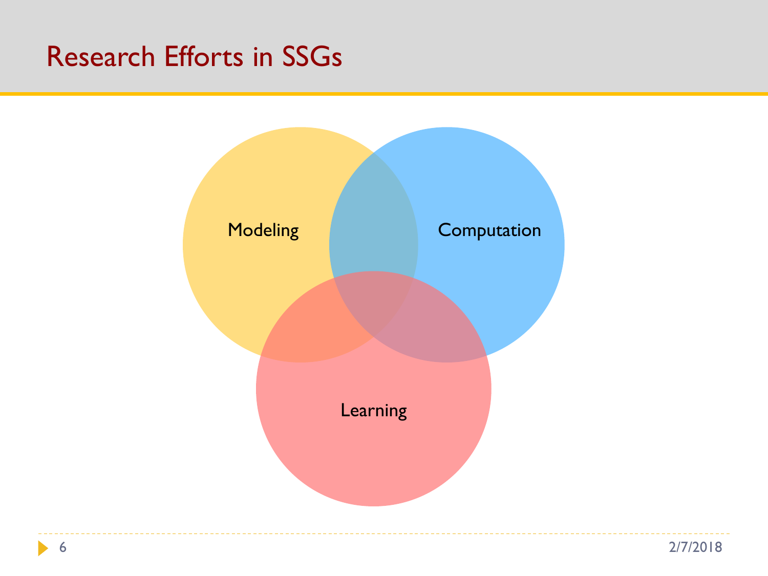# Research Efforts in SSGs

Modeling

Computation

Learning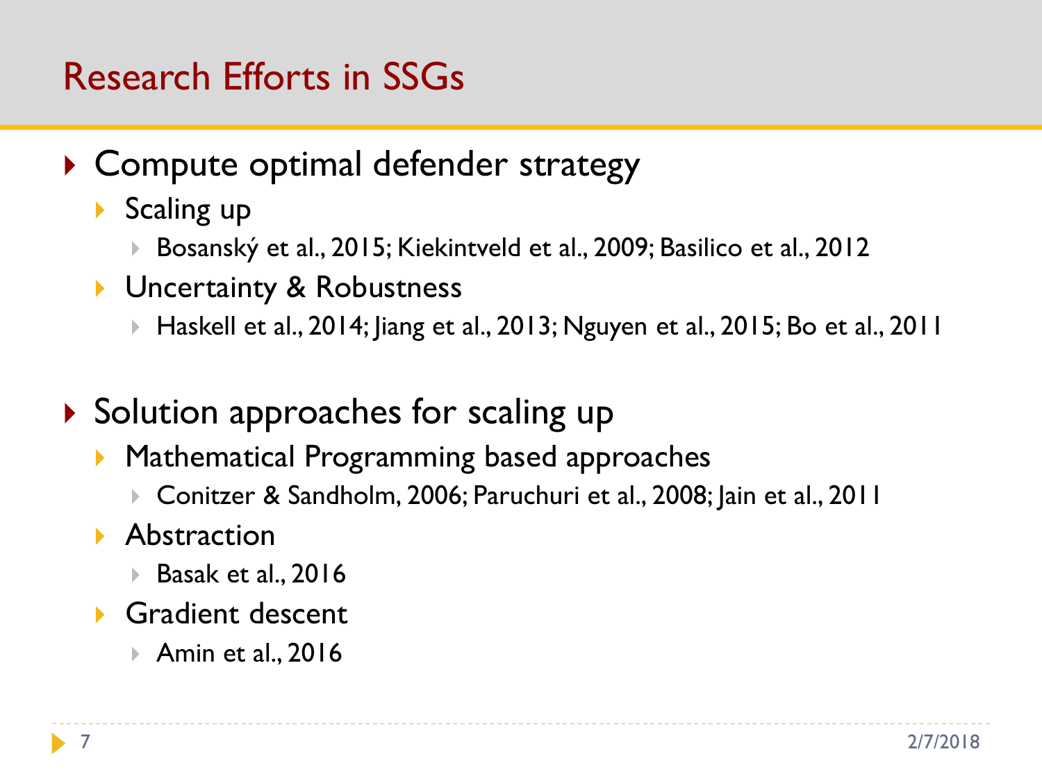# Research Efforts in SSGs

- Compute optimal defender strategy
  - Scaling up
    - Bosanský et al., 2015; Kiekintveld et al., 2009; Basilico et al., 2012
  - Uncertainty & Robustness
    - Haskell et al., 2014; Jiang et al., 2013; Nguyen et al., 2015; Bo et al., 2011

- Solution approaches for scaling up
  - Mathematical Programming based approaches
    - Conitzer & Sandholm, 2006; Paruchuri et al., 2008; Jain et al., 2011
  - Abstraction
    - Basak et al., 2016
  - Gradient descent
    - Amin et al., 2016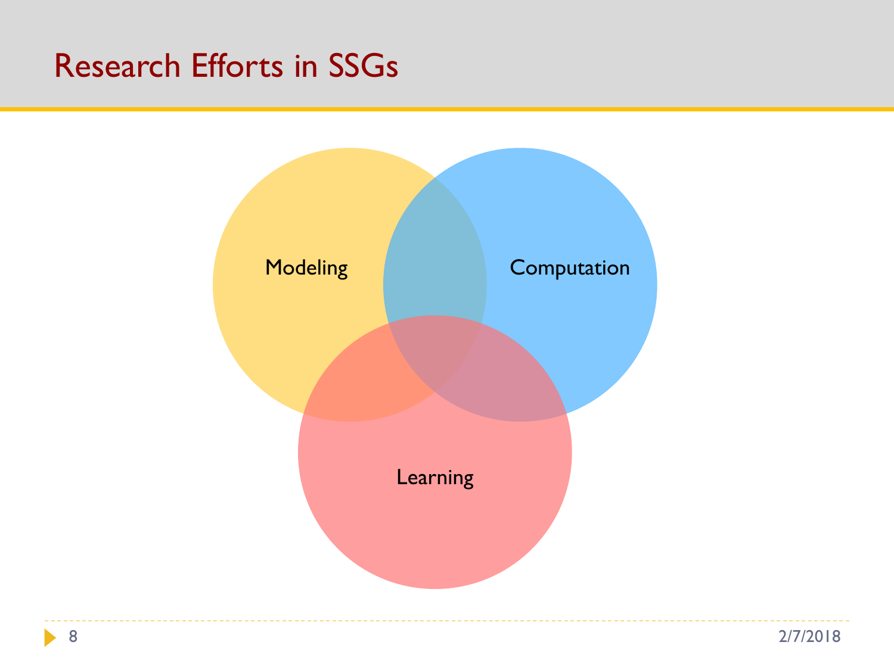# Research Efforts in SSGs

Modeling

Computation

Learning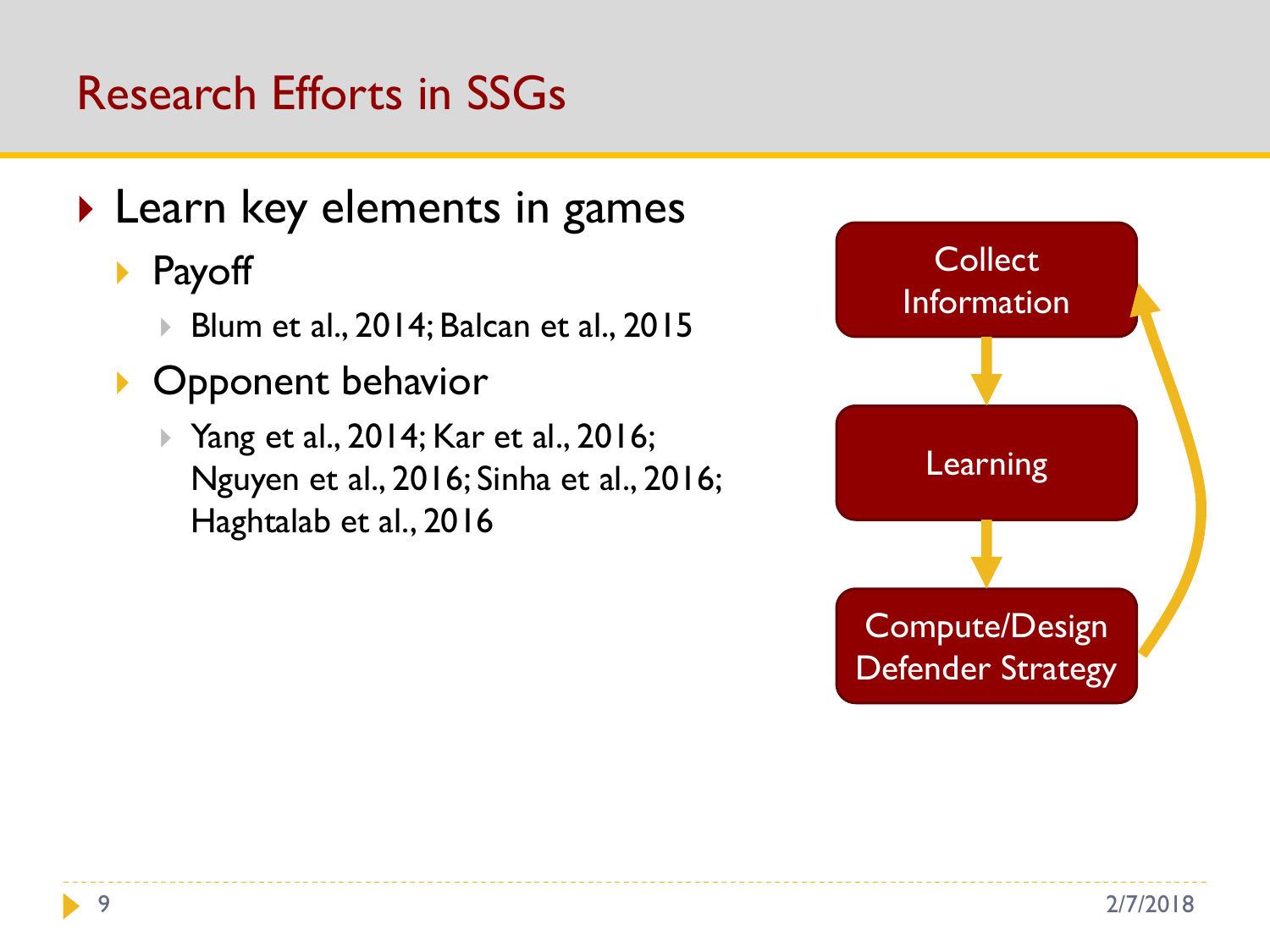# Research Efforts in SSGs

- Learn key elements in games
  - Payoff
    - Blum et al., 2014; Balcan et al., 2015
  - Opponent behavior
    - Yang et al., 2014; Kar et al., 2016; Nguyen et al., 2016; Sinha et al., 2016; Haghtalab et al., 2016

Collect Information

Learning

Compute/Design Defender Strategy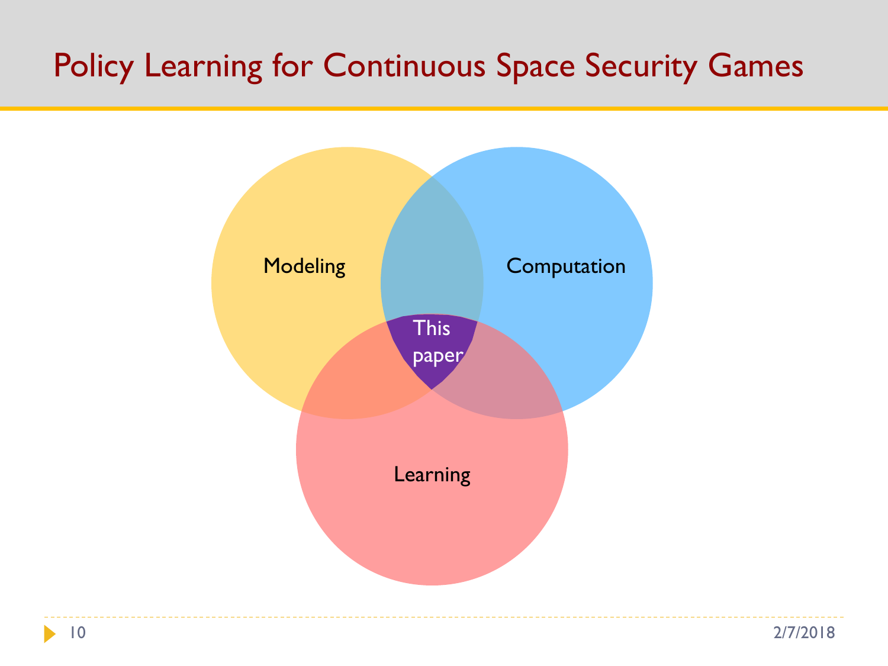# Policy Learning for Continuous Space Security Games

Modeling

Computation

Learning

This paper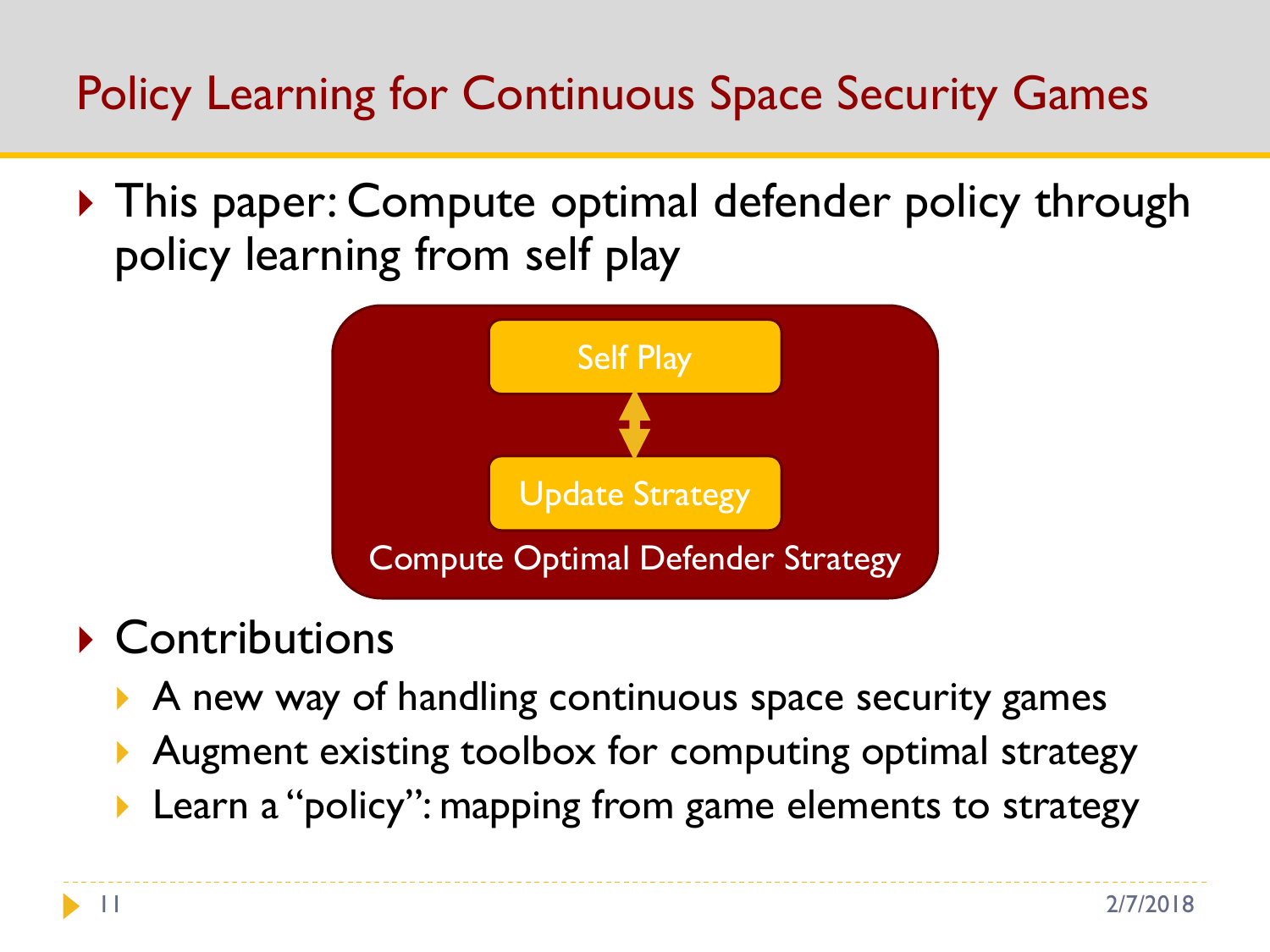# Policy Learning for Continuous Space Security Games

- This paper: Compute optimal defender policy through policy learning from self play

Self Play

Update Strategy

Compute Optimal Defender Strategy

- Contributions
  - A new way of handling continuous space security games
  - Augment existing toolbox for computing optimal strategy
  - Learn a "policy": mapping from game elements to strategy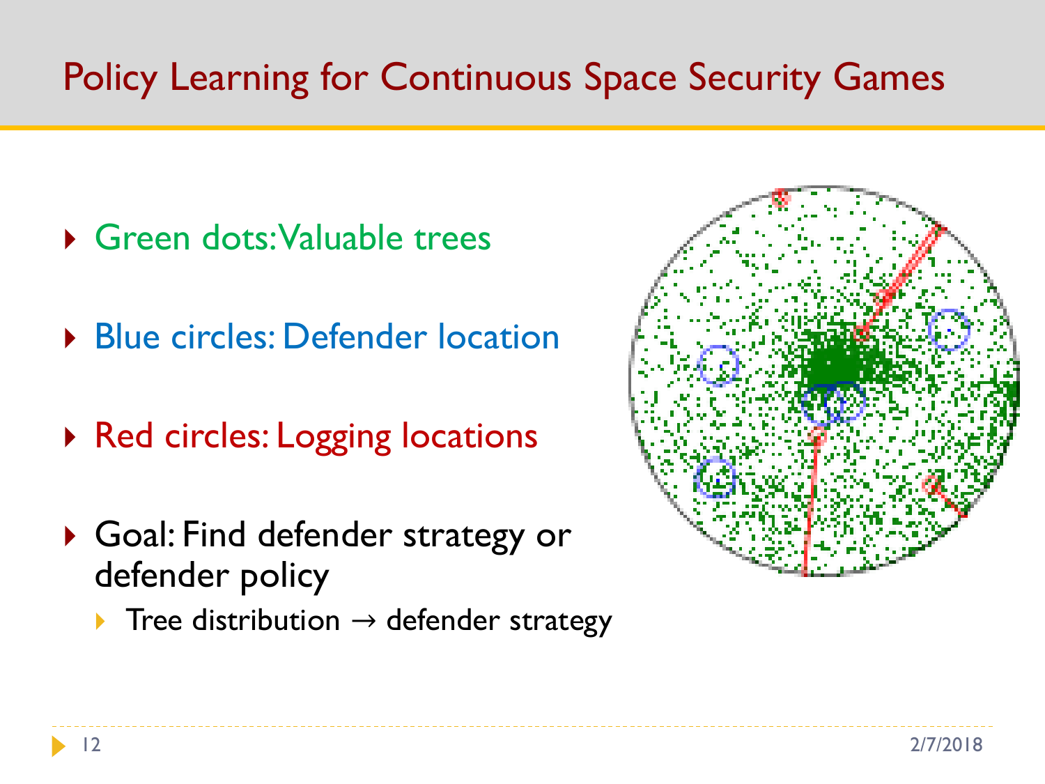# Policy Learning for Continuous Space Security Games

- Green dots: Valuable trees
- Blue circles: Defender location
- Red circles: Logging locations
- Goal: Find defender strategy or defender policy
  - Tree distribution → defender strategy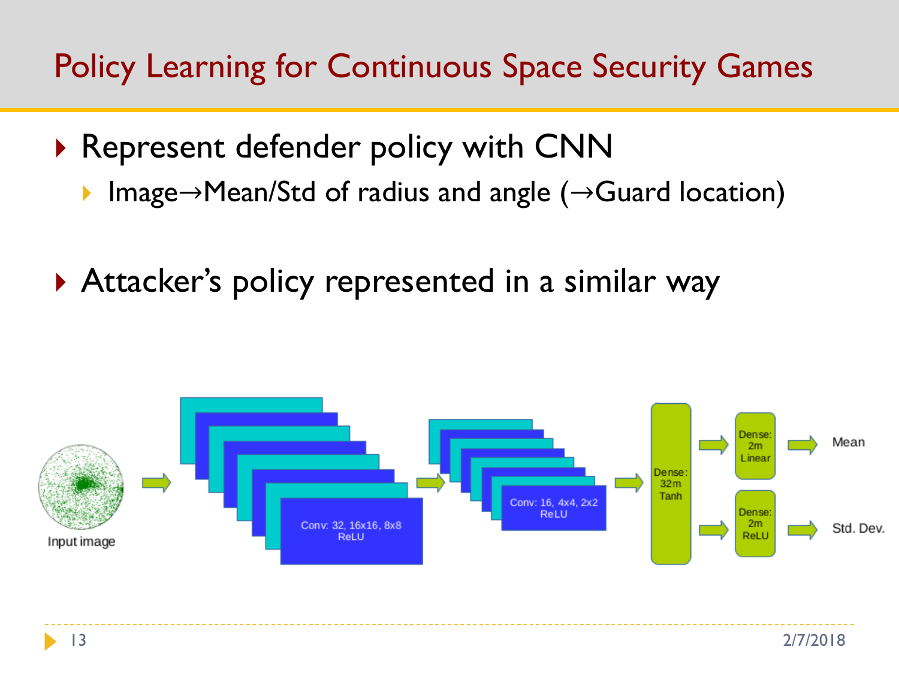# Policy Learning for Continuous Space Security Games

- Represent defender policy with CNN
  - Image→Mean/Std of radius and angle (→Guard location)
- Attacker's policy represented in a similar way

Input image

Conv: 32, 16x16, 8x8
ReLU

Conv: 16, 4x4, 2x2
ReLU

Dense:
32m
Tanh

Dense:
2m
Linear

Dense:
2m
ReLU

Mean

Std. Dev.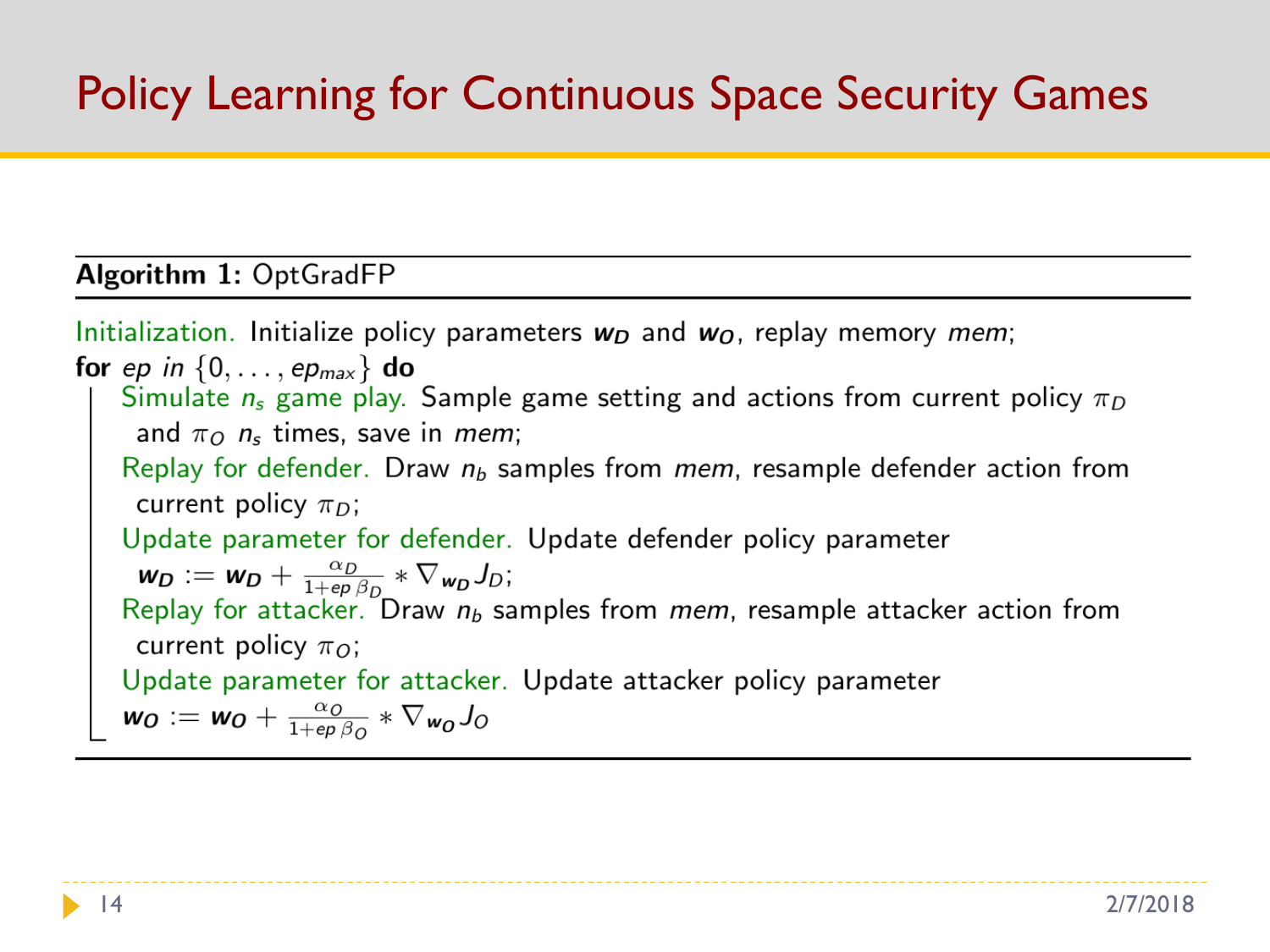# Policy Learning for Continuous Space Security Games

**Algorithm 1:** OptGradFP

Initialization. Initialize policy parameters $\boldsymbol{w_D}$ and $\boldsymbol{w_O}$, replay memory *mem*;

**for** $ep$ *in* $\{0, \ldots, ep_{max}\}$ **do**

- Simulate $n_s$ game play. Sample game setting and actions from current policy $\pi_D$ and $\pi_O$ $n_s$ times, save in *mem*;
- Replay for defender. Draw $n_b$ samples from *mem*, resample defender action from current policy $\pi_D$;
- Update parameter for defender. Update defender policy parameter $\boldsymbol{w_D} := \boldsymbol{w_D} + \frac{\alpha_D}{1+ep\,\beta_D} * \nabla_{\boldsymbol{w_D}} J_D$;
- Replay for attacker. Draw $n_b$ samples from *mem*, resample attacker action from current policy $\pi_O$;
- Update parameter for attacker. Update attacker policy parameter $\boldsymbol{w_O} := \boldsymbol{w_O} + \frac{\alpha_O}{1+ep\,\beta_O} * \nabla_{\boldsymbol{w_O}} J_O$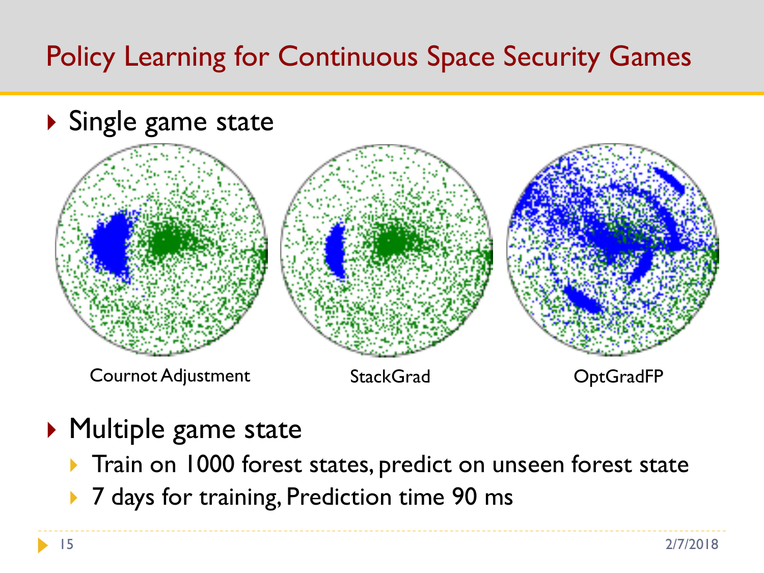# Policy Learning for Continuous Space Security Games

- Single game state

Cournot Adjustment

StackGrad

OptGradFP

- Multiple game state
  - Train on 1000 forest states, predict on unseen forest state
  - 7 days for training, Prediction time 90 ms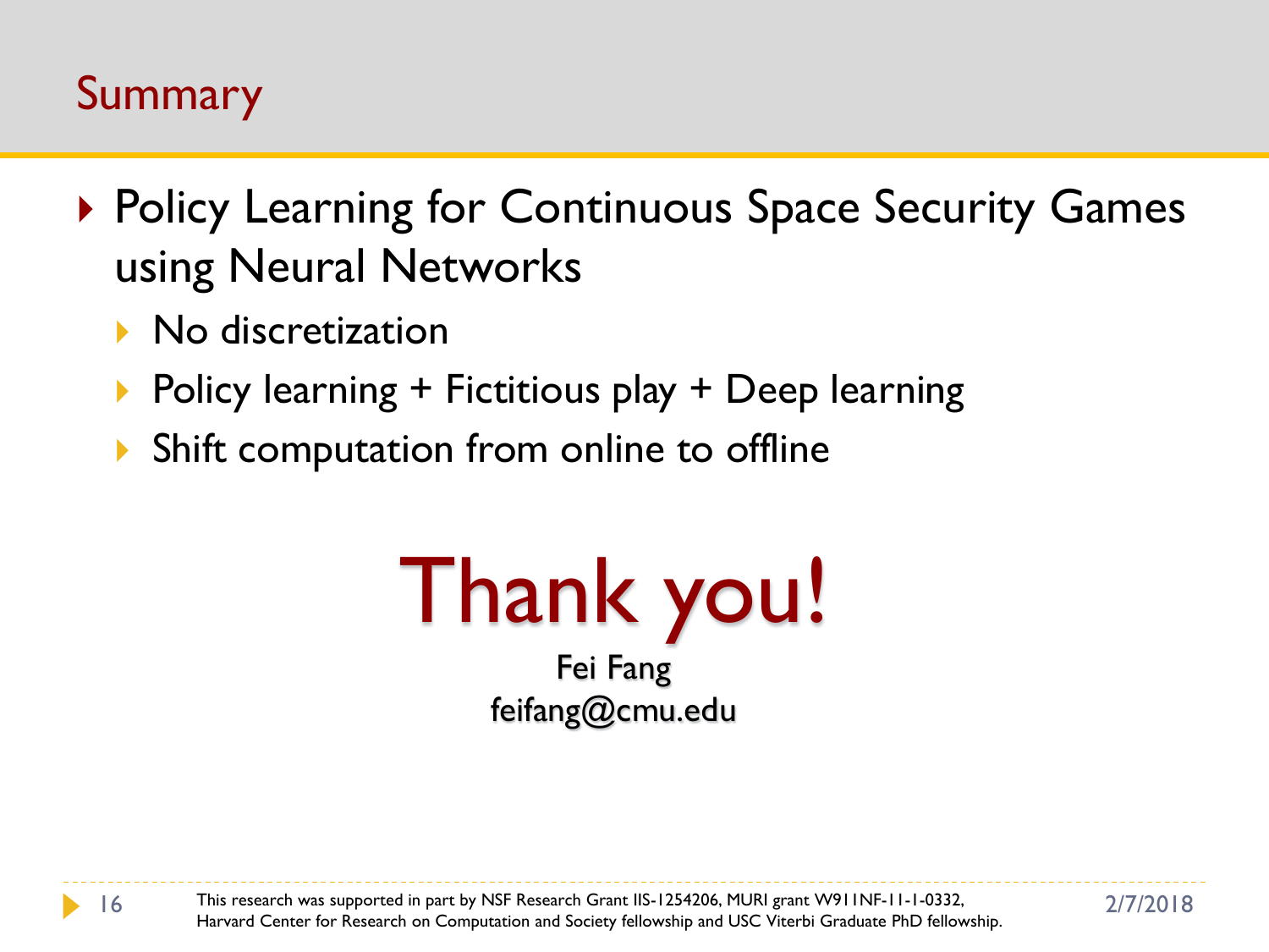# Summary

- Policy Learning for Continuous Space Security Games using Neural Networks
  - No discretization
  - Policy learning + Fictitious play + Deep learning
  - Shift computation from online to offline

# Thank you!

Fei Fang
feifang@cmu.edu

This research was supported in part by NSF Research Grant IIS-1254206, MURI grant W911NF-11-1-0332, Harvard Center for Research on Computation and Society fellowship and USC Viterbi Graduate PhD fellowship.